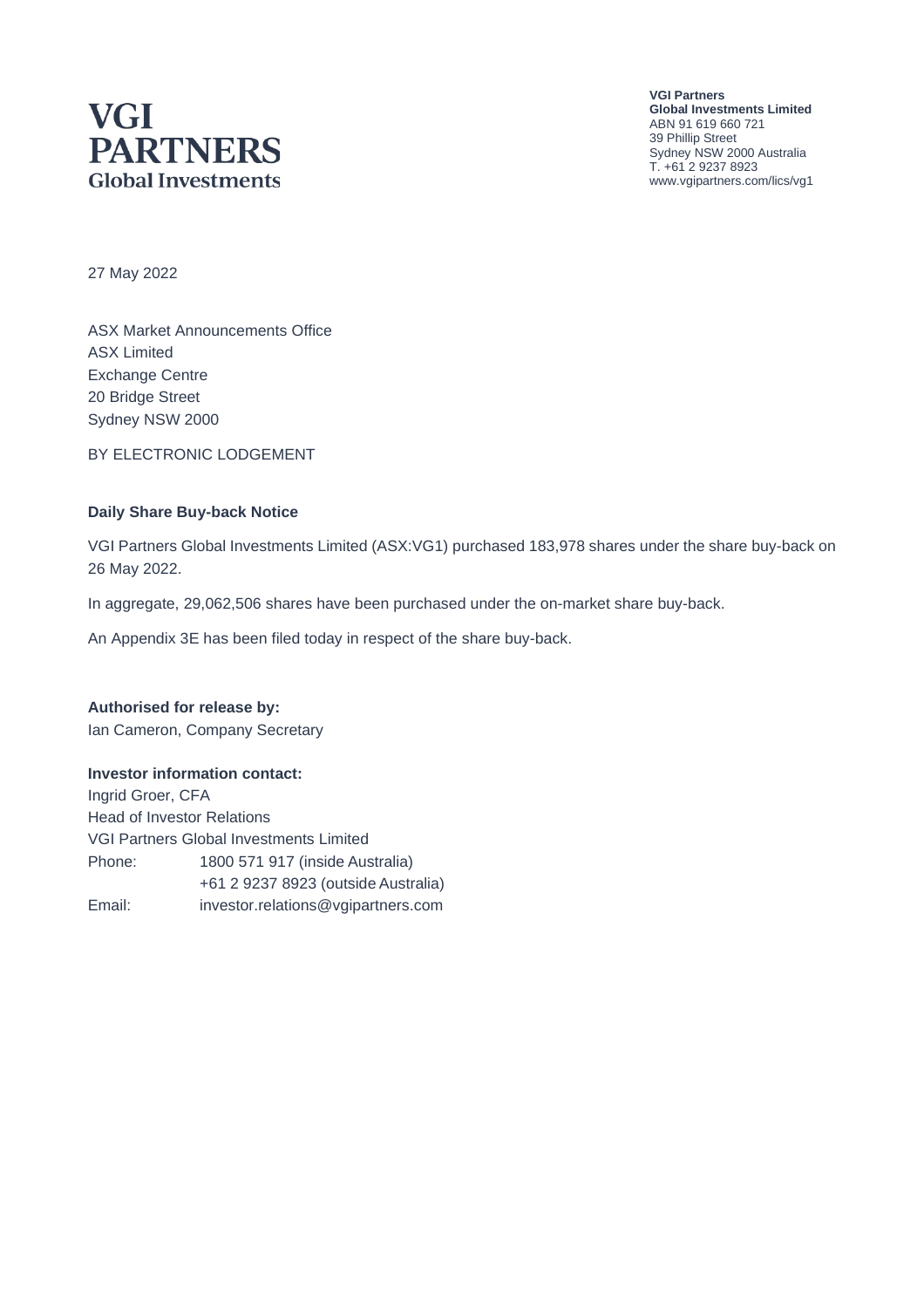**VGI PARTNERS**
**Global Investments**

**VGI Partners**
**Global Investments Limited**
ABN 91 619 660 721
39 Phillip Street
Sydney NSW 2000 Australia
T. +61 2 9237 8923
www.vgipartners.com/lics/vg1

27 May 2022

ASX Market Announcements Office
ASX Limited
Exchange Centre
20 Bridge Street
Sydney NSW 2000

BY ELECTRONIC LODGEMENT

**Daily Share Buy-back Notice**

VGI Partners Global Investments Limited (ASX:VG1) purchased 183,978 shares under the share buy-back on 26 May 2022.

In aggregate, 29,062,506 shares have been purchased under the on-market share buy-back.

An Appendix 3E has been filed today in respect of the share buy-back.

**Authorised for release by:**
Ian Cameron, Company Secretary

**Investor information contact:**
Ingrid Groer, CFA
Head of Investor Relations
VGI Partners Global Investments Limited

| | |
|---|---|
| Phone: | 1800 571 917 (inside Australia) |
| | +61 2 9237 8923 (outside Australia) |
| Email: | investor.relations@vgipartners.com |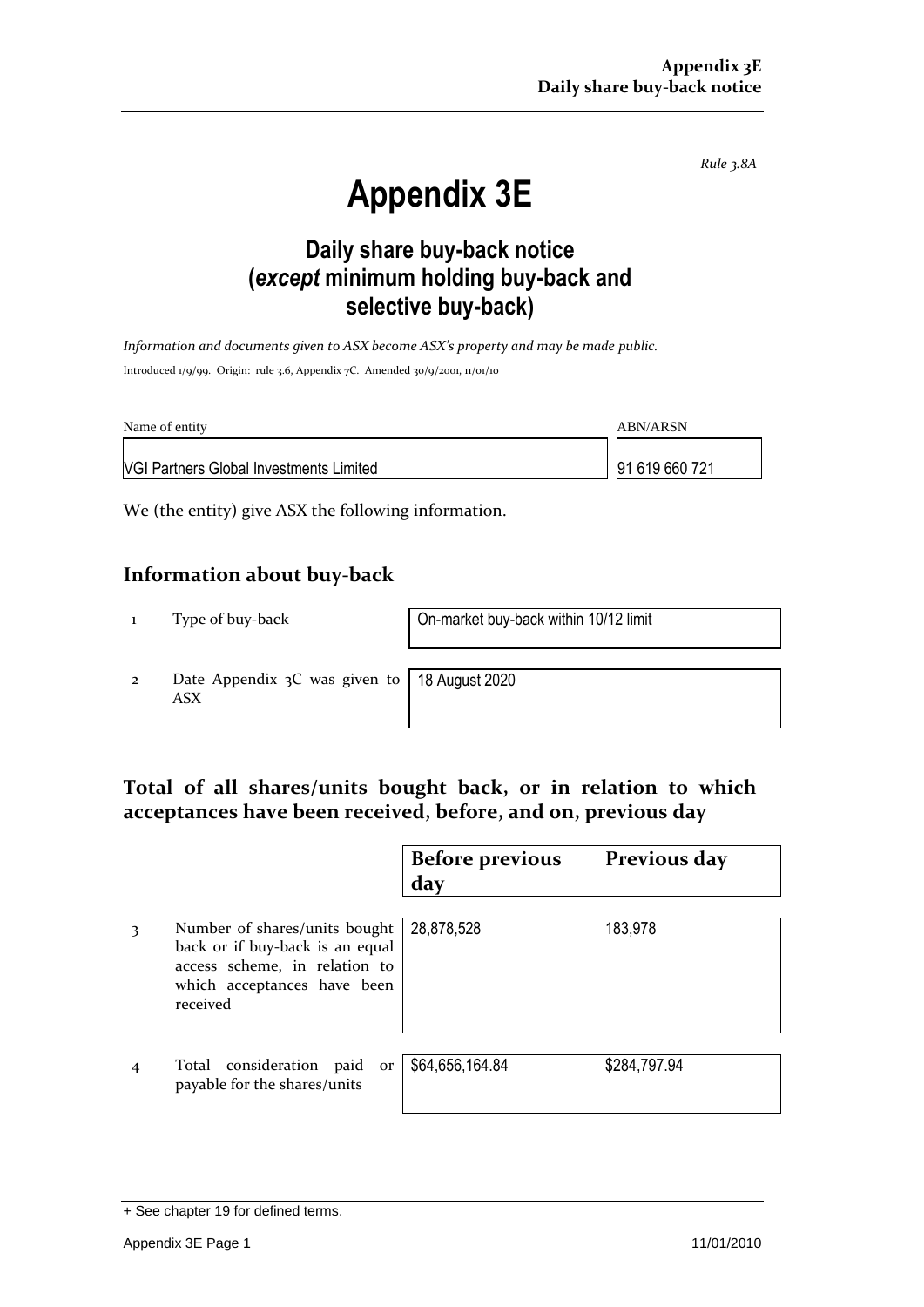*Rule 3.8A*

# Appendix 3E

## Daily share buy-back notice (*except* minimum holding buy-back and selective buy-back)

*Information and documents given to ASX become ASX's property and may be made public.*

Introduced 1/9/99. Origin: rule 3.6, Appendix 7C. Amended 30/9/2001, 11/01/10

| Name of entity | ABN/ARSN |
|---|---|
| VGI Partners Global Investments Limited | 91 619 660 721 |

We (the entity) give ASX the following information.

## Information about buy-back

| | | |
|---|---|---|
| 1 | Type of buy-back | On-market buy-back within 10/12 limit |
| 2 | Date Appendix 3C was given to ASX | 18 August 2020 |

## Total of all shares/units bought back, or in relation to which acceptances have been received, before, and on, previous day

| | | Before previous day | Previous day |
|---|---|---|---|
| 3 | Number of shares/units bought back or if buy-back is an equal access scheme, in relation to which acceptances have been received | 28,878,528 | 183,978 |
| 4 | Total consideration paid or payable for the shares/units | $64,656,164.84 | $284,797.94 |

+ See chapter 19 for defined terms.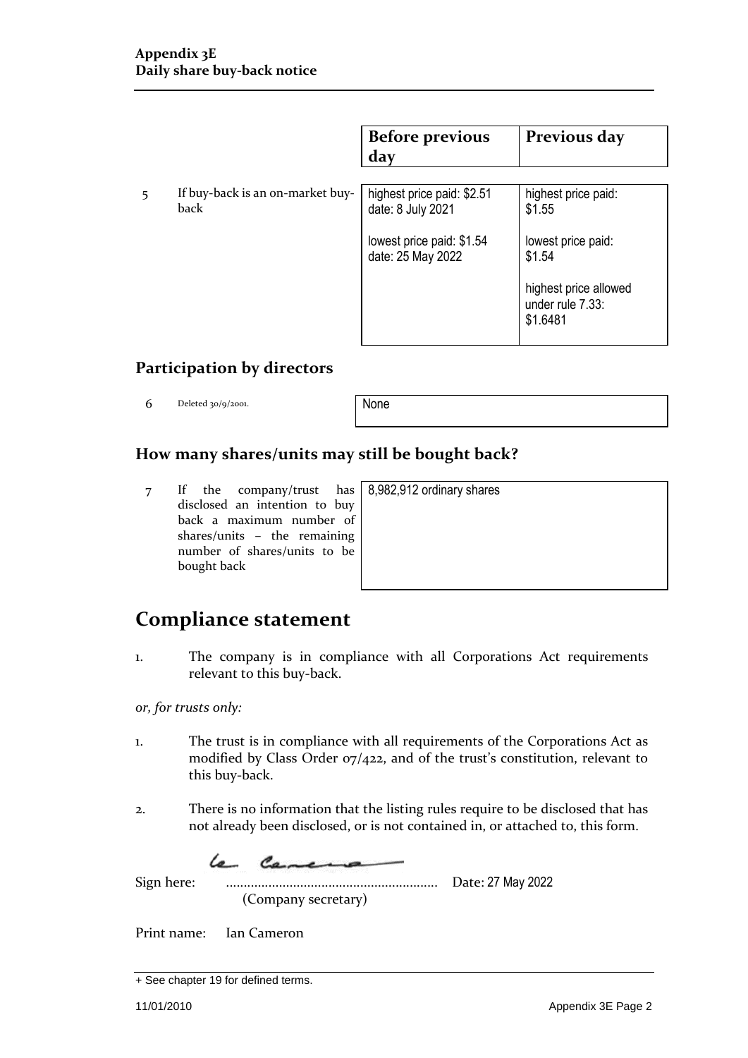**Appendix 3E**
**Daily share buy-back notice**

| | | Before previous day | Previous day |
|---|---|---|---|
| 5 | If buy-back is an on-market buy-back | highest price paid: $2.51<br>date: 8 July 2021<br><br>lowest price paid: $1.54<br>date: 25 May 2022 | highest price paid: $1.55<br><br>lowest price paid: $1.54<br><br>highest price allowed under rule 7.33: $1.6481 |

## Participation by directors

| | | |
|---|---|---|
| 6 | Deleted 30/9/2001. | None |

## How many shares/units may still be bought back?

| | | |
|---|---|---|
| 7 | If the company/trust has disclosed an intention to buy back a maximum number of shares/units – the remaining number of shares/units to be bought back | 8,982,912 ordinary shares |

# Compliance statement

1. The company is in compliance with all Corporations Act requirements relevant to this buy-back.

*or, for trusts only:*

1. The trust is in compliance with all requirements of the Corporations Act as modified by Class Order 07/422, and of the trust's constitution, relevant to this buy-back.

2. There is no information that the listing rules require to be disclosed that has not already been disclosed, or is not contained in, or attached to, this form.

Sign here: ............................................................ Date: 27 May 2022
(Company secretary)

Print name: Ian Cameron

+ See chapter 19 for defined terms.